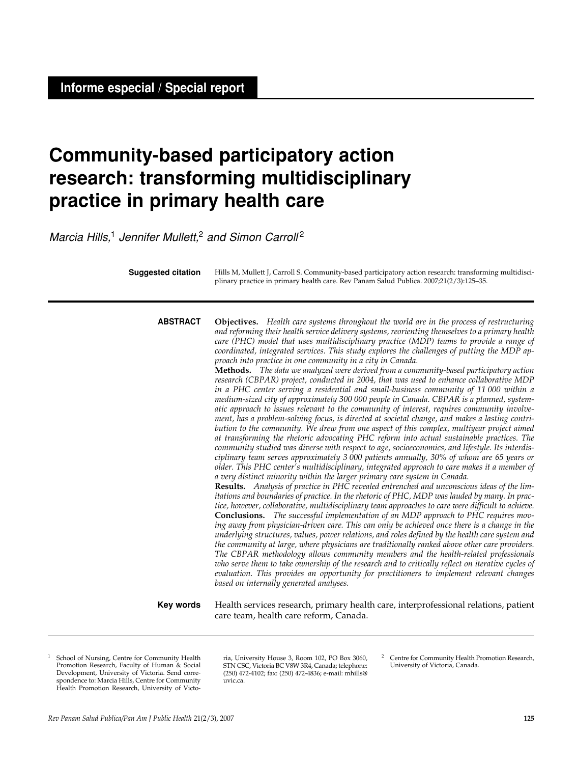**Informe especial / Special report**

# Community-based participatory action research: transforming multidisciplinary practice in primary health care

*Marcia Hills,[1] Jennifer Mullett,[2] and Simon Carroll[2]*

**Suggested citation** Hills M, Mullett J, Carroll S. Community-based participatory action research: transforming multidisciplinary practice in primary health care. Rev Panam Salud Publica. 2007;21(2/3):125–35.

**ABSTRACT**

**Objectives.** *Health care systems throughout the world are in the process of restructuring and reforming their health service delivery systems, reorienting themselves to a primary health care (PHC) model that uses multidisciplinary practice (MDP) teams to provide a range of coordinated, integrated services. This study explores the challenges of putting the MDP approach into practice in one community in a city in Canada.*

**Methods.** *The data we analyzed were derived from a community-based participatory action research (CBPAR) project, conducted in 2004, that was used to enhance collaborative MDP in a PHC center serving a residential and small-business community of 11 000 within a medium-sized city of approximately 300 000 people in Canada. CBPAR is a planned, systematic approach to issues relevant to the community of interest, requires community involvement, has a problem-solving focus, is directed at societal change, and makes a lasting contribution to the community. We drew from one aspect of this complex, multiyear project aimed at transforming the rhetoric advocating PHC reform into actual sustainable practices. The community studied was diverse with respect to age, socioeconomics, and lifestyle. Its interdisciplinary team serves approximately 3 000 patients annually, 30% of whom are 65 years or older. This PHC center's multidisciplinary, integrated approach to care makes it a member of a very distinct minority within the larger primary care system in Canada.*

**Results.** *Analysis of practice in PHC revealed entrenched and unconscious ideas of the limitations and boundaries of practice. In the rhetoric of PHC, MDP was lauded by many. In practice, however, collaborative, multidisciplinary team approaches to care were difficult to achieve.*

**Conclusions.** *The successful implementation of an MDP approach to PHC requires moving away from physician-driven care. This can only be achieved once there is a change in the underlying structures, values, power relations, and roles defined by the health care system and the community at large, where physicians are traditionally ranked above other care providers. The CBPAR methodology allows community members and the health-related professionals who serve them to take ownership of the research and to critically reflect on iterative cycles of evaluation. This provides an opportunity for practitioners to implement relevant changes based on internally generated analyses.*

**Key words** Health services research, primary health care, interprofessional relations, patient care team, health care reform, Canada.

---

[1] School of Nursing, Centre for Community Health Promotion Research, Faculty of Human & Social Development, University of Victoria. Send correspondence to: Marcia Hills, Centre for Community Health Promotion Research, University of Victoria, University House 3, Room 102, PO Box 3060, STN CSC, Victoria BC V8W 3R4, Canada; telephone: (250) 472-4102; fax: (250) 472-4836; e-mail: mhills@uvic.ca.

[2] Centre for Community Health Promotion Research, University of Victoria, Canada.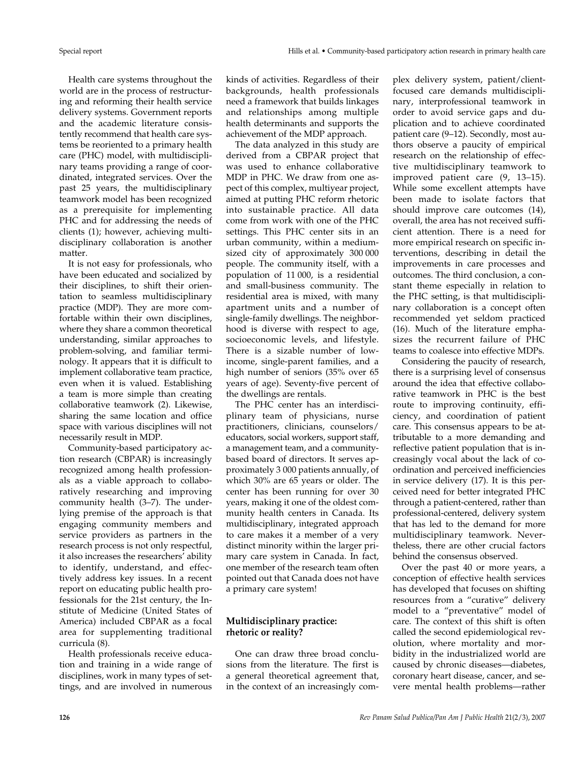Health care systems throughout the world are in the process of restructuring and reforming their health service delivery systems. Government reports and the academic literature consistently recommend that health care systems be reoriented to a primary health care (PHC) model, with multidisciplinary teams providing a range of coordinated, integrated services. Over the past 25 years, the multidisciplinary teamwork model has been recognized as a prerequisite for implementing PHC and for addressing the needs of clients (1); however, achieving multidisciplinary collaboration is another matter.

It is not easy for professionals, who have been educated and socialized by their disciplines, to shift their orientation to seamless multidisciplinary practice (MDP). They are more comfortable within their own disciplines, where they share a common theoretical understanding, similar approaches to problem-solving, and familiar terminology. It appears that it is difficult to implement collaborative team practice, even when it is valued. Establishing a team is more simple than creating collaborative teamwork (2). Likewise, sharing the same location and office space with various disciplines will not necessarily result in MDP.

Community-based participatory action research (CBPAR) is increasingly recognized among health professionals as a viable approach to collaboratively researching and improving community health (3–7). The underlying premise of the approach is that engaging community members and service providers as partners in the research process is not only respectful, it also increases the researchers' ability to identify, understand, and effectively address key issues. In a recent report on educating public health professionals for the 21st century, the Institute of Medicine (United States of America) included CBPAR as a focal area for supplementing traditional curricula (8).

Health professionals receive education and training in a wide range of disciplines, work in many types of settings, and are involved in numerous kinds of activities. Regardless of their backgrounds, health professionals need a framework that builds linkages and relationships among multiple health determinants and supports the achievement of the MDP approach.

The data analyzed in this study are derived from a CBPAR project that was used to enhance collaborative MDP in PHC. We draw from one aspect of this complex, multiyear project, aimed at putting PHC reform rhetoric into sustainable practice. All data come from work with one of the PHC settings. This PHC center sits in an urban community, within a medium-sized city of approximately 300 000 people. The community itself, with a population of 11 000, is a residential and small-business community. The residential area is mixed, with many apartment units and a number of single-family dwellings. The neighborhood is diverse with respect to age, socioeconomic levels, and lifestyle. There is a sizable number of low-income, single-parent families, and a high number of seniors (35% over 65 years of age). Seventy-five percent of the dwellings are rentals.

The PHC center has an interdisciplinary team of physicians, nurse practitioners, clinicians, counselors/educators, social workers, support staff, a management team, and a community-based board of directors. It serves approximately 3 000 patients annually, of which 30% are 65 years or older. The center has been running for over 30 years, making it one of the oldest community health centers in Canada. Its multidisciplinary, integrated approach to care makes it a member of a very distinct minority within the larger primary care system in Canada. In fact, one member of the research team often pointed out that Canada does not have a primary care system!

## Multidisciplinary practice: rhetoric or reality?

One can draw three broad conclusions from the literature. The first is a general theoretical agreement that, in the context of an increasingly complex delivery system, patient/client-focused care demands multidisciplinary, interprofessional teamwork in order to avoid service gaps and duplication and to achieve coordinated patient care (9–12). Secondly, most authors observe a paucity of empirical research on the relationship of effective multidisciplinary teamwork to improved patient care (9, 13–15). While some excellent attempts have been made to isolate factors that should improve care outcomes (14), overall, the area has not received sufficient attention. There is a need for more empirical research on specific interventions, describing in detail the improvements in care processes and outcomes. The third conclusion, a constant theme especially in relation to the PHC setting, is that multidisciplinary collaboration is a concept often recommended yet seldom practiced (16). Much of the literature emphasizes the recurrent failure of PHC teams to coalesce into effective MDPs.

Considering the paucity of research, there is a surprising level of consensus around the idea that effective collaborative teamwork in PHC is the best route to improving continuity, efficiency, and coordination of patient care. This consensus appears to be attributable to a more demanding and reflective patient population that is increasingly vocal about the lack of coordination and perceived inefficiencies in service delivery (17). It is this perceived need for better integrated PHC through a patient-centered, rather than professional-centered, delivery system that has led to the demand for more multidisciplinary teamwork. Nevertheless, there are other crucial factors behind the consensus observed.

Over the past 40 or more years, a conception of effective health services has developed that focuses on shifting resources from a "curative" delivery model to a "preventative" model of care. The context of this shift is often called the second epidemiological revolution, where mortality and morbidity in the industrialized world are caused by chronic diseases—diabetes, coronary heart disease, cancer, and severe mental health problems—rather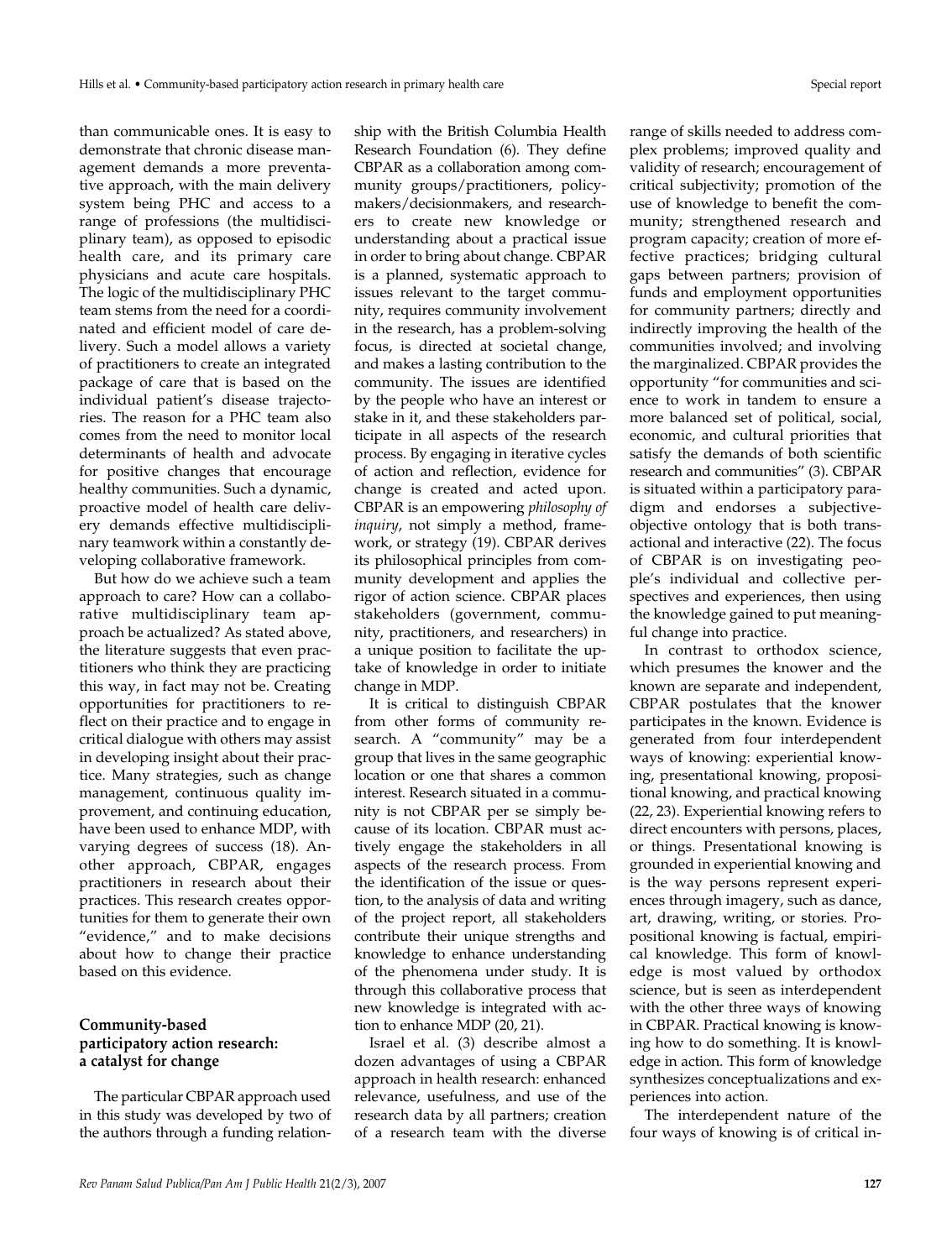than communicable ones. It is easy to demonstrate that chronic disease management demands a more preventative approach, with the main delivery system being PHC and access to a range of professions (the multidisciplinary team), as opposed to episodic health care, and its primary care physicians and acute care hospitals. The logic of the multidisciplinary PHC team stems from the need for a coordinated and efficient model of care delivery. Such a model allows a variety of practitioners to create an integrated package of care that is based on the individual patient's disease trajectories. The reason for a PHC team also comes from the need to monitor local determinants of health and advocate for positive changes that encourage healthy communities. Such a dynamic, proactive model of health care delivery demands effective multidisciplinary teamwork within a constantly developing collaborative framework.

But how do we achieve such a team approach to care? How can a collaborative multidisciplinary team approach be actualized? As stated above, the literature suggests that even practitioners who think they are practicing this way, in fact may not be. Creating opportunities for practitioners to reflect on their practice and to engage in critical dialogue with others may assist in developing insight about their practice. Many strategies, such as change management, continuous quality improvement, and continuing education, have been used to enhance MDP, with varying degrees of success (18). Another approach, CBPAR, engages practitioners in research about their practices. This research creates opportunities for them to generate their own "evidence," and to make decisions about how to change their practice based on this evidence.

## Community-based participatory action research: a catalyst for change

The particular CBPAR approach used in this study was developed by two of the authors through a funding relationship with the British Columbia Health Research Foundation (6). They define CBPAR as a collaboration among community groups/practitioners, policymakers/decisionmakers, and researchers to create new knowledge or understanding about a practical issue in order to bring about change. CBPAR is a planned, systematic approach to issues relevant to the target community, requires community involvement in the research, has a problem-solving focus, is directed at societal change, and makes a lasting contribution to the community. The issues are identified by the people who have an interest or stake in it, and these stakeholders participate in all aspects of the research process. By engaging in iterative cycles of action and reflection, evidence for change is created and acted upon. CBPAR is an empowering *philosophy of inquiry*, not simply a method, framework, or strategy (19). CBPAR derives its philosophical principles from community development and applies the rigor of action science. CBPAR places stakeholders (government, community, practitioners, and researchers) in a unique position to facilitate the uptake of knowledge in order to initiate change in MDP.

It is critical to distinguish CBPAR from other forms of community research. A "community" may be a group that lives in the same geographic location or one that shares a common interest. Research situated in a community is not CBPAR per se simply because of its location. CBPAR must actively engage the stakeholders in all aspects of the research process. From the identification of the issue or question, to the analysis of data and writing of the project report, all stakeholders contribute their unique strengths and knowledge to enhance understanding of the phenomena under study. It is through this collaborative process that new knowledge is integrated with action to enhance MDP (20, 21).

Israel et al. (3) describe almost a dozen advantages of using a CBPAR approach in health research: enhanced relevance, usefulness, and use of the research data by all partners; creation of a research team with the diverse range of skills needed to address complex problems; improved quality and validity of research; encouragement of critical subjectivity; promotion of the use of knowledge to benefit the community; strengthened research and program capacity; creation of more effective practices; bridging cultural gaps between partners; provision of funds and employment opportunities for community partners; directly and indirectly improving the health of the communities involved; and involving the marginalized. CBPAR provides the opportunity "for communities and science to work in tandem to ensure a more balanced set of political, social, economic, and cultural priorities that satisfy the demands of both scientific research and communities" (3). CBPAR is situated within a participatory paradigm and endorses a subjective-objective ontology that is both transactional and interactive (22). The focus of CBPAR is on investigating people's individual and collective perspectives and experiences, then using the knowledge gained to put meaningful change into practice.

In contrast to orthodox science, which presumes the knower and the known are separate and independent, CBPAR postulates that the knower participates in the known. Evidence is generated from four interdependent ways of knowing: experiential knowing, presentational knowing, propositional knowing, and practical knowing (22, 23). Experiential knowing refers to direct encounters with persons, places, or things. Presentational knowing is grounded in experiential knowing and is the way persons represent experiences through imagery, such as dance, art, drawing, writing, or stories. Propositional knowing is factual, empirical knowledge. This form of knowledge is most valued by orthodox science, but is seen as interdependent with the other three ways of knowing in CBPAR. Practical knowing is knowing how to do something. It is knowledge in action. This form of knowledge synthesizes conceptualizations and experiences into action.

The interdependent nature of the four ways of knowing is of critical in-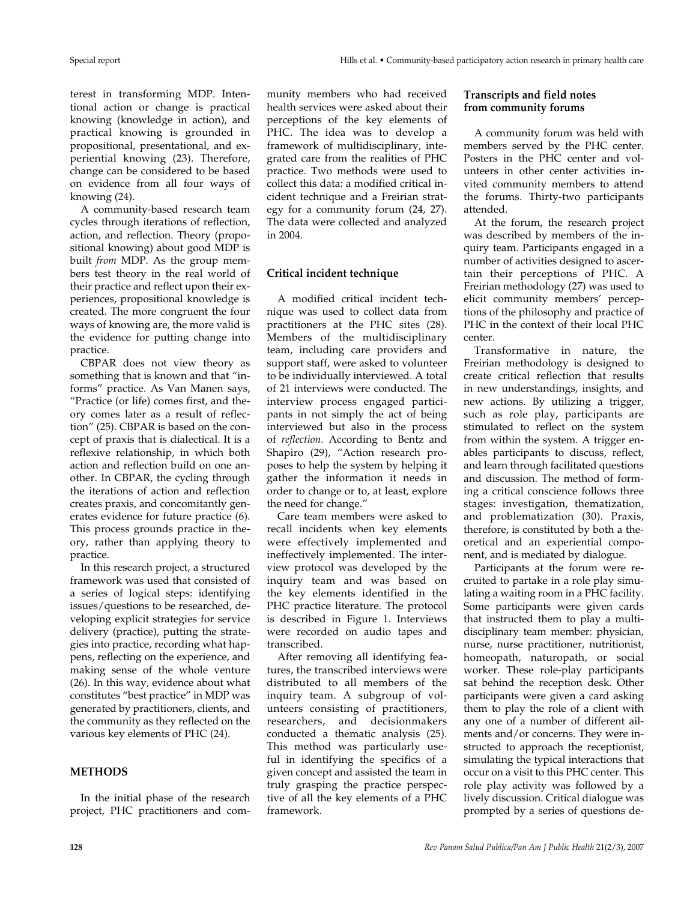terest in transforming MDP. Intentional action or change is practical knowing (knowledge in action), and practical knowing is grounded in propositional, presentational, and experiential knowing (23). Therefore, change can be considered to be based on evidence from all four ways of knowing (24).

A community-based research team cycles through iterations of reflection, action, and reflection. Theory (propositional knowing) about good MDP is built *from* MDP. As the group members test theory in the real world of their practice and reflect upon their experiences, propositional knowledge is created. The more congruent the four ways of knowing are, the more valid is the evidence for putting change into practice.

CBPAR does not view theory as something that is known and that "informs" practice. As Van Manen says, "Practice (or life) comes first, and theory comes later as a result of reflection" (25). CBPAR is based on the concept of praxis that is dialectical. It is a reflexive relationship, in which both action and reflection build on one another. In CBPAR, the cycling through the iterations of action and reflection creates praxis, and concomitantly generates evidence for future practice (6). This process grounds practice in theory, rather than applying theory to practice.

In this research project, a structured framework was used that consisted of a series of logical steps: identifying issues/questions to be researched, developing explicit strategies for service delivery (practice), putting the strategies into practice, recording what happens, reflecting on the experience, and making sense of the whole venture (26). In this way, evidence about what constitutes "best practice" in MDP was generated by practitioners, clients, and the community as they reflected on the various key elements of PHC (24).

## METHODS

In the initial phase of the research project, PHC practitioners and community members who had received health services were asked about their perceptions of the key elements of PHC. The idea was to develop a framework of multidisciplinary, integrated care from the realities of PHC practice. Two methods were used to collect this data: a modified critical incident technique and a Freirian strategy for a community forum (24, 27). The data were collected and analyzed in 2004.

### Critical incident technique

A modified critical incident technique was used to collect data from practitioners at the PHC sites (28). Members of the multidisciplinary team, including care providers and support staff, were asked to volunteer to be individually interviewed. A total of 21 interviews were conducted. The interview process engaged participants in not simply the act of being interviewed but also in the process of *reflection*. According to Bentz and Shapiro (29), "Action research proposes to help the system by helping it gather the information it needs in order to change or to, at least, explore the need for change."

Care team members were asked to recall incidents when key elements were effectively implemented and ineffectively implemented. The interview protocol was developed by the inquiry team and was based on the key elements identified in the PHC practice literature. The protocol is described in Figure 1. Interviews were recorded on audio tapes and transcribed.

After removing all identifying features, the transcribed interviews were distributed to all members of the inquiry team. A subgroup of volunteers consisting of practitioners, researchers, and decisionmakers conducted a thematic analysis (25). This method was particularly useful in identifying the specifics of a given concept and assisted the team in truly grasping the practice perspective of all the key elements of a PHC framework.

### Transcripts and field notes from community forums

A community forum was held with members served by the PHC center. Posters in the PHC center and volunteers in other center activities invited community members to attend the forums. Thirty-two participants attended.

At the forum, the research project was described by members of the inquiry team. Participants engaged in a number of activities designed to ascertain their perceptions of PHC. A Freirian methodology (27) was used to elicit community members' perceptions of the philosophy and practice of PHC in the context of their local PHC center.

Transformative in nature, the Freirian methodology is designed to create critical reflection that results in new understandings, insights, and new actions. By utilizing a trigger, such as role play, participants are stimulated to reflect on the system from within the system. A trigger enables participants to discuss, reflect, and learn through facilitated questions and discussion. The method of forming a critical conscience follows three stages: investigation, thematization, and problematization (30). Praxis, therefore, is constituted by both a theoretical and an experiential component, and is mediated by dialogue.

Participants at the forum were recruited to partake in a role play simulating a waiting room in a PHC facility. Some participants were given cards that instructed them to play a multidisciplinary team member: physician, nurse, nurse practitioner, nutritionist, homeopath, naturopath, or social worker. These role-play participants sat behind the reception desk. Other participants were given a card asking them to play the role of a client with any one of a number of different ailments and/or concerns. They were instructed to approach the receptionist, simulating the typical interactions that occur on a visit to this PHC center. This role play activity was followed by a lively discussion. Critical dialogue was prompted by a series of questions de-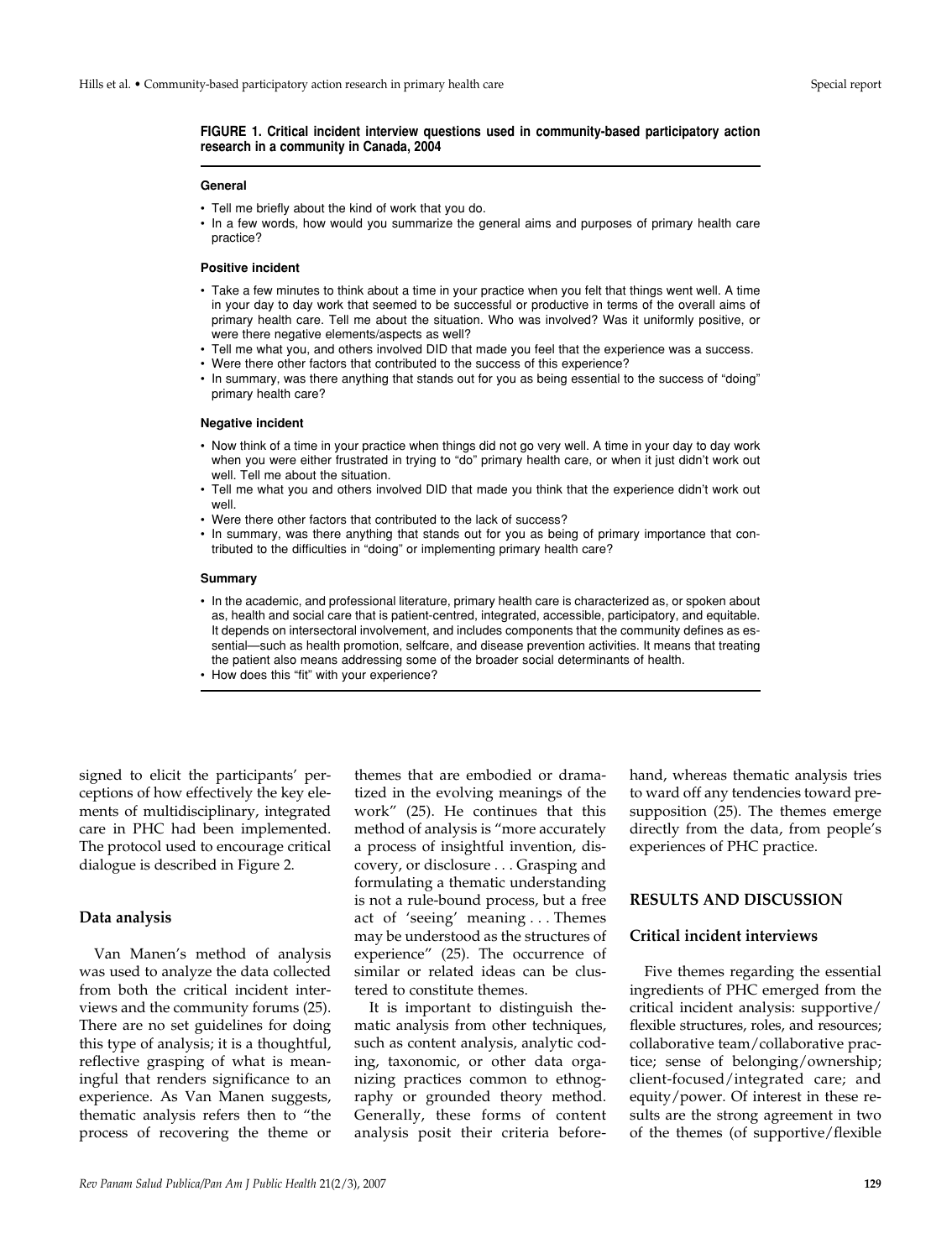**FIGURE 1. Critical incident interview questions used in community-based participatory action research in a community in Canada, 2004**

**General**

- Tell me briefly about the kind of work that you do.
- In a few words, how would you summarize the general aims and purposes of primary health care practice?

**Positive incident**

- Take a few minutes to think about a time in your practice when you felt that things went well. A time in your day to day work that seemed to be successful or productive in terms of the overall aims of primary health care. Tell me about the situation. Who was involved? Was it uniformly positive, or were there negative elements/aspects as well?
- Tell me what you, and others involved DID that made you feel that the experience was a success.
- Were there other factors that contributed to the success of this experience?
- In summary, was there anything that stands out for you as being essential to the success of "doing" primary health care?

**Negative incident**

- Now think of a time in your practice when things did not go very well. A time in your day to day work when you were either frustrated in trying to "do" primary health care, or when it just didn't work out well. Tell me about the situation.
- Tell me what you and others involved DID that made you think that the experience didn't work out well.
- Were there other factors that contributed to the lack of success?
- In summary, was there anything that stands out for you as being of primary importance that contributed to the difficulties in "doing" or implementing primary health care?

**Summary**

- In the academic, and professional literature, primary health care is characterized as, or spoken about as, health and social care that is patient-centred, integrated, accessible, participatory, and equitable. It depends on intersectoral involvement, and includes components that the community defines as essential—such as health promotion, selfcare, and disease prevention activities. It means that treating the patient also means addressing some of the broader social determinants of health.
- How does this "fit" with your experience?

signed to elicit the participants' perceptions of how effectively the key elements of multidisciplinary, integrated care in PHC had been implemented. The protocol used to encourage critical dialogue is described in Figure 2.

### Data analysis

Van Manen's method of analysis was used to analyze the data collected from both the critical incident interviews and the community forums (25). There are no set guidelines for doing this type of analysis; it is a thoughtful, reflective grasping of what is meaningful that renders significance to an experience. As Van Manen suggests, thematic analysis refers then to "the process of recovering the theme or themes that are embodied or dramatized in the evolving meanings of the work" (25). He continues that this method of analysis is "more accurately a process of insightful invention, discovery, or disclosure . . . Grasping and formulating a thematic understanding is not a rule-bound process, but a free act of 'seeing' meaning . . . Themes may be understood as the structures of experience" (25). The occurrence of similar or related ideas can be clustered to constitute themes.

It is important to distinguish thematic analysis from other techniques, such as content analysis, analytic coding, taxonomic, or other data organizing practices common to ethnography or grounded theory method. Generally, these forms of content analysis posit their criteria beforehand, whereas thematic analysis tries to ward off any tendencies toward presupposition (25). The themes emerge directly from the data, from people's experiences of PHC practice.

## RESULTS AND DISCUSSION

### Critical incident interviews

Five themes regarding the essential ingredients of PHC emerged from the critical incident analysis: supportive/flexible structures, roles, and resources; collaborative team/collaborative practice; sense of belonging/ownership; client-focused/integrated care; and equity/power. Of interest in these results are the strong agreement in two of the themes (of supportive/flexible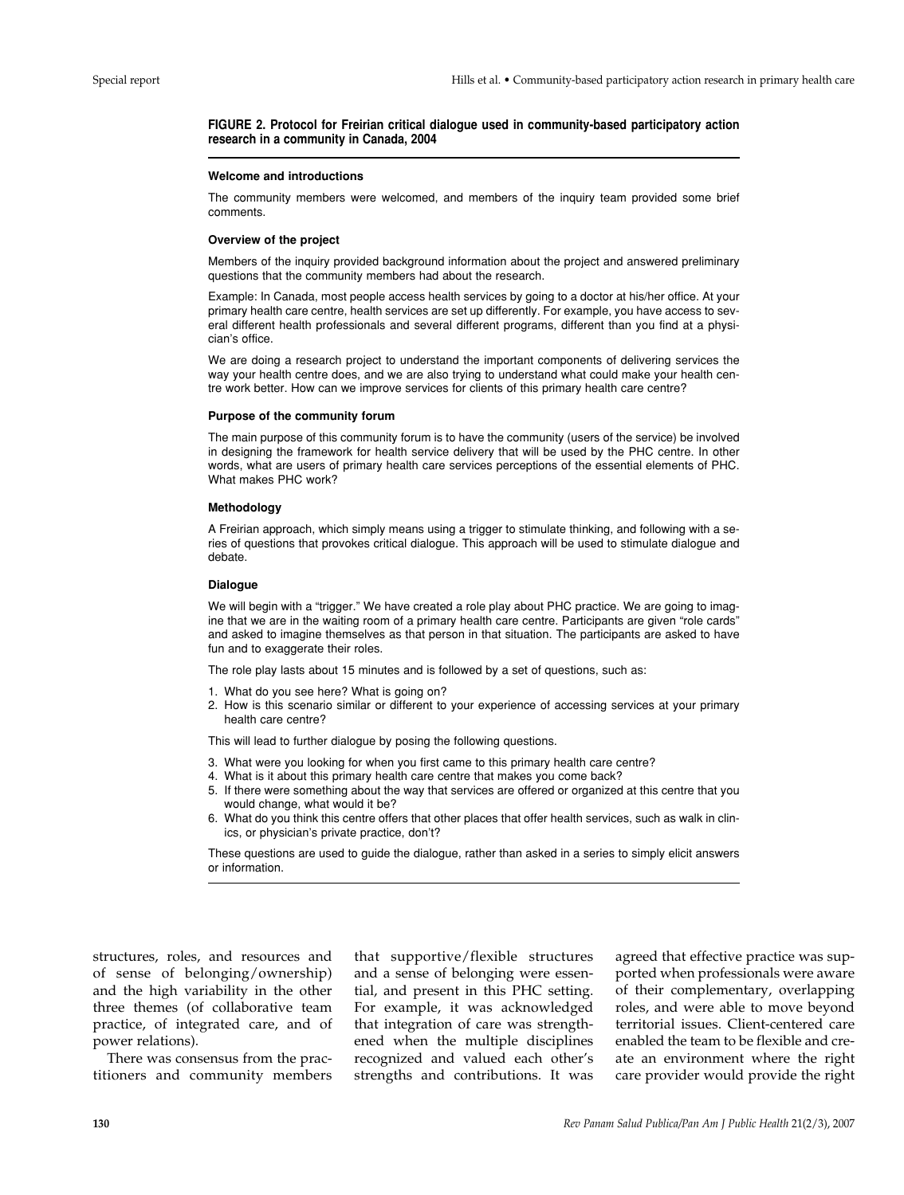**FIGURE 2. Protocol for Freirian critical dialogue used in community-based participatory action research in a community in Canada, 2004**

**Welcome and introductions**

The community members were welcomed, and members of the inquiry team provided some brief comments.

**Overview of the project**

Members of the inquiry provided background information about the project and answered preliminary questions that the community members had about the research.

Example: In Canada, most people access health services by going to a doctor at his/her office. At your primary health care centre, health services are set up differently. For example, you have access to several different health professionals and several different programs, different than you find at a physician's office.

We are doing a research project to understand the important components of delivering services the way your health centre does, and we are also trying to understand what could make your health centre work better. How can we improve services for clients of this primary health care centre?

**Purpose of the community forum**

The main purpose of this community forum is to have the community (users of the service) be involved in designing the framework for health service delivery that will be used by the PHC centre. In other words, what are users of primary health care services perceptions of the essential elements of PHC. What makes PHC work?

**Methodology**

A Freirian approach, which simply means using a trigger to stimulate thinking, and following with a series of questions that provokes critical dialogue. This approach will be used to stimulate dialogue and debate.

**Dialogue**

We will begin with a "trigger." We have created a role play about PHC practice. We are going to imagine that we are in the waiting room of a primary health care centre. Participants are given "role cards" and asked to imagine themselves as that person in that situation. The participants are asked to have fun and to exaggerate their roles.

The role play lasts about 15 minutes and is followed by a set of questions, such as:

1. What do you see here? What is going on?
2. How is this scenario similar or different to your experience of accessing services at your primary health care centre?

This will lead to further dialogue by posing the following questions.

3. What were you looking for when you first came to this primary health care centre?
4. What is it about this primary health care centre that makes you come back?
5. If there were something about the way that services are offered or organized at this centre that you would change, what would it be?
6. What do you think this centre offers that other places that offer health services, such as walk in clinics, or physician's private practice, don't?

These questions are used to guide the dialogue, rather than asked in a series to simply elicit answers or information.

structures, roles, and resources and of sense of belonging/ownership) and the high variability in the other three themes (of collaborative team practice, of integrated care, and of power relations).

There was consensus from the practitioners and community members that supportive/flexible structures and a sense of belonging were essential, and present in this PHC setting. For example, it was acknowledged that integration of care was strengthened when the multiple disciplines recognized and valued each other's strengths and contributions. It was agreed that effective practice was supported when professionals were aware of their complementary, overlapping roles, and were able to move beyond territorial issues. Client-centered care enabled the team to be flexible and create an environment where the right care provider would provide the right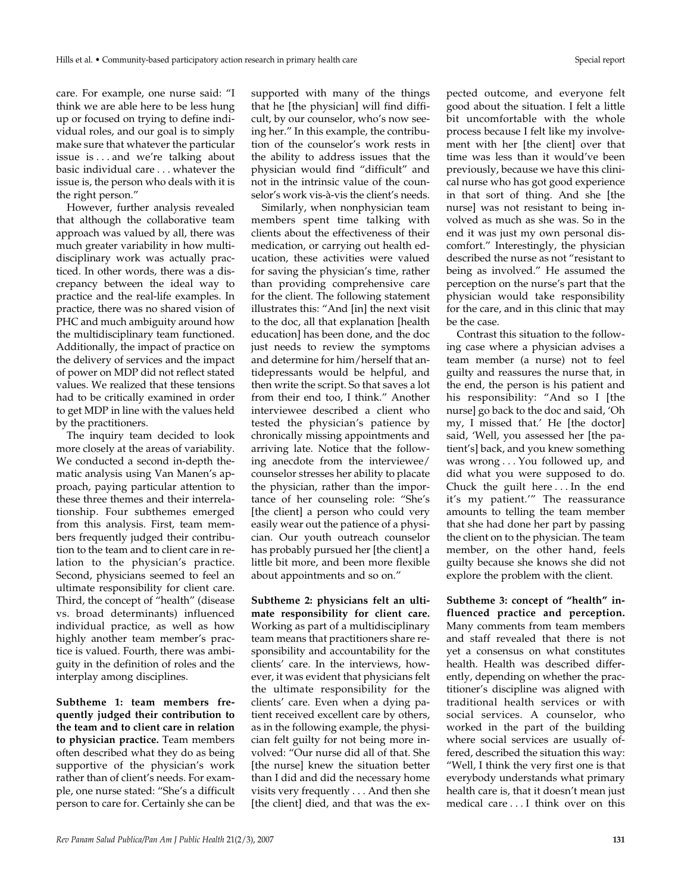care. For example, one nurse said: "I think we are able here to be less hung up or focused on trying to define individual roles, and our goal is to simply make sure that whatever the particular issue is . . . and we're talking about basic individual care . . . whatever the issue is, the person who deals with it is the right person."

However, further analysis revealed that although the collaborative team approach was valued by all, there was much greater variability in how multidisciplinary work was actually practiced. In other words, there was a discrepancy between the ideal way to practice and the real-life examples. In practice, there was no shared vision of PHC and much ambiguity around how the multidisciplinary team functioned. Additionally, the impact of practice on the delivery of services and the impact of power on MDP did not reflect stated values. We realized that these tensions had to be critically examined in order to get MDP in line with the values held by the practitioners.

The inquiry team decided to look more closely at the areas of variability. We conducted a second in-depth thematic analysis using Van Manen's approach, paying particular attention to these three themes and their interrelationship. Four subthemes emerged from this analysis. First, team members frequently judged their contribution to the team and to client care in relation to the physician's practice. Second, physicians seemed to feel an ultimate responsibility for client care. Third, the concept of "health" (disease vs. broad determinants) influenced individual practice, as well as how highly another team member's practice is valued. Fourth, there was ambiguity in the definition of roles and the interplay among disciplines.

**Subtheme 1: team members frequently judged their contribution to the team and to client care in relation to physician practice.** Team members often described what they do as being supportive of the physician's work rather than of client's needs. For example, one nurse stated: "She's a difficult person to care for. Certainly she can be supported with many of the things that he [the physician] will find difficult, by our counselor, who's now seeing her." In this example, the contribution of the counselor's work rests in the ability to address issues that the physician would find "difficult" and not in the intrinsic value of the counselor's work vis-à-vis the client's needs.

Similarly, when nonphysician team members spent time talking with clients about the effectiveness of their medication, or carrying out health education, these activities were valued for saving the physician's time, rather than providing comprehensive care for the client. The following statement illustrates this: "And [in] the next visit to the doc, all that explanation [health education] has been done, and the doc just needs to review the symptoms and determine for him/herself that antidepressants would be helpful, and then write the script. So that saves a lot from their end too, I think." Another interviewee described a client who tested the physician's patience by chronically missing appointments and arriving late. Notice that the following anecdote from the interviewee/counselor stresses her ability to placate the physician, rather than the importance of her counseling role: "She's [the client] a person who could very easily wear out the patience of a physician. Our youth outreach counselor has probably pursued her [the client] a little bit more, and been more flexible about appointments and so on."

**Subtheme 2: physicians felt an ultimate responsibility for client care.** Working as part of a multidisciplinary team means that practitioners share responsibility and accountability for the clients' care. In the interviews, however, it was evident that physicians felt the ultimate responsibility for the clients' care. Even when a dying patient received excellent care by others, as in the following example, the physician felt guilty for not being more involved: "Our nurse did all of that. She [the nurse] knew the situation better than I did and did the necessary home visits very frequently . . . And then she [the client] died, and that was the expected outcome, and everyone felt good about the situation. I felt a little bit uncomfortable with the whole process because I felt like my involvement with her [the client] over that time was less than it would've been previously, because we have this clinical nurse who has got good experience in that sort of thing. And she [the nurse] was not resistant to being involved as much as she was. So in the end it was just my own personal discomfort." Interestingly, the physician described the nurse as not "resistant to being as involved." He assumed the perception on the nurse's part that the physician would take responsibility for the care, and in this clinic that may be the case.

Contrast this situation to the following case where a physician advises a team member (a nurse) not to feel guilty and reassures the nurse that, in the end, the person is his patient and his responsibility: "And so I [the nurse] go back to the doc and said, 'Oh my, I missed that.' He [the doctor] said, 'Well, you assessed her [the patient's] back, and you knew something was wrong . . . You followed up, and did what you were supposed to do. Chuck the guilt here . . . In the end it's my patient.'" The reassurance amounts to telling the team member that she had done her part by passing the client on to the physician. The team member, on the other hand, feels guilty because she knows she did not explore the problem with the client.

**Subtheme 3: concept of "health" influenced practice and perception.** Many comments from team members and staff revealed that there is not yet a consensus on what constitutes health. Health was described differently, depending on whether the practitioner's discipline was aligned with traditional health services or with social services. A counselor, who worked in the part of the building where social services are usually offered, described the situation this way: "Well, I think the very first one is that everybody understands what primary health care is, that it doesn't mean just medical care . . . I think over on this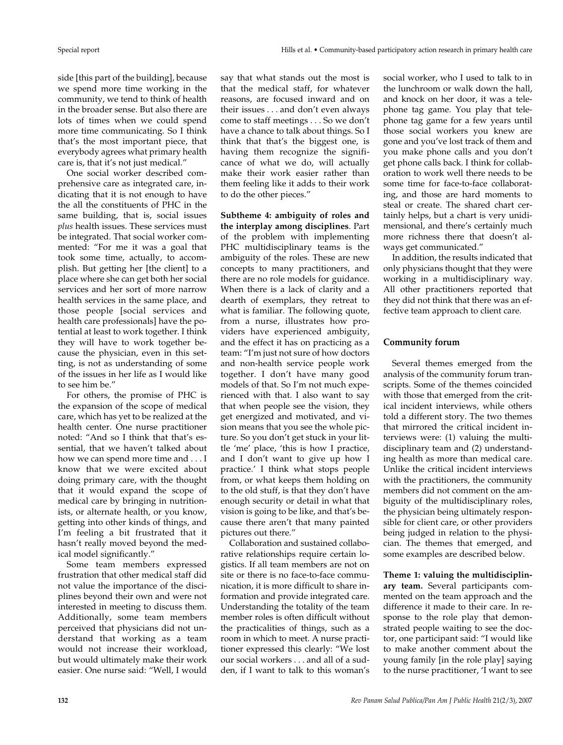side [this part of the building], because we spend more time working in the community, we tend to think of health in the broader sense. But also there are lots of times when we could spend more time communicating. So I think that's the most important piece, that everybody agrees what primary health care is, that it's not just medical."

One social worker described comprehensive care as integrated care, indicating that it is not enough to have the all the constituents of PHC in the same building, that is, social issues *plus* health issues. These services must be integrated. That social worker commented: "For me it was a goal that took some time, actually, to accomplish. But getting her [the client] to a place where she can get both her social services and her sort of more narrow health services in the same place, and those people [social services and health care professionals] have the potential at least to work together. I think they will have to work together because the physician, even in this setting, is not as understanding of some of the issues in her life as I would like to see him be."

For others, the promise of PHC is the expansion of the scope of medical care, which has yet to be realized at the health center. One nurse practitioner noted: "And so I think that that's essential, that we haven't talked about how we can spend more time and . . . I know that we were excited about doing primary care, with the thought that it would expand the scope of medical care by bringing in nutritionists, or alternate health, or you know, getting into other kinds of things, and I'm feeling a bit frustrated that it hasn't really moved beyond the medical model significantly."

Some team members expressed frustration that other medical staff did not value the importance of the disciplines beyond their own and were not interested in meeting to discuss them. Additionally, some team members perceived that physicians did not understand that working as a team would not increase their workload, but would ultimately make their work easier. One nurse said: "Well, I would say that what stands out the most is that the medical staff, for whatever reasons, are focused inward and on their issues . . . and don't even always come to staff meetings . . . So we don't have a chance to talk about things. So I think that that's the biggest one, is having them recognize the significance of what we do, will actually make their work easier rather than them feeling like it adds to their work to do the other pieces."

**Subtheme 4: ambiguity of roles and the interplay among disciplines**. Part of the problem with implementing PHC multidisciplinary teams is the ambiguity of the roles. These are new concepts to many practitioners, and there are no role models for guidance. When there is a lack of clarity and a dearth of exemplars, they retreat to what is familiar. The following quote, from a nurse, illustrates how providers have experienced ambiguity, and the effect it has on practicing as a team: "I'm just not sure of how doctors and non-health service people work together. I don't have many good models of that. So I'm not much experienced with that. I also want to say that when people see the vision, they get energized and motivated, and vision means that you see the whole picture. So you don't get stuck in your little 'me' place, 'this is how I practice, and I don't want to give up how I practice.' I think what stops people from, or what keeps them holding on to the old stuff, is that they don't have enough security or detail in what that vision is going to be like, and that's because there aren't that many painted pictures out there."

Collaboration and sustained collaborative relationships require certain logistics. If all team members are not on site or there is no face-to-face communication, it is more difficult to share information and provide integrated care. Understanding the totality of the team member roles is often difficult without the practicalities of things, such as a room in which to meet. A nurse practitioner expressed this clearly: "We lost our social workers . . . and all of a sudden, if I want to talk to this woman's social worker, who I used to talk to in the lunchroom or walk down the hall, and knock on her door, it was a telephone tag game. You play that telephone tag game for a few years until those social workers you knew are gone and you've lost track of them and you make phone calls and you don't get phone calls back. I think for collaboration to work well there needs to be some time for face-to-face collaborating, and those are hard moments to steal or create. The shared chart certainly helps, but a chart is very unidimensional, and there's certainly much more richness there that doesn't always get communicated."

In addition, the results indicated that only physicians thought that they were working in a multidisciplinary way. All other practitioners reported that they did not think that there was an effective team approach to client care.

## Community forum

Several themes emerged from the analysis of the community forum transcripts. Some of the themes coincided with those that emerged from the critical incident interviews, while others told a different story. The two themes that mirrored the critical incident interviews were: (1) valuing the multidisciplinary team and (2) understanding health as more than medical care. Unlike the critical incident interviews with the practitioners, the community members did not comment on the ambiguity of the multidisciplinary roles, the physician being ultimately responsible for client care, or other providers being judged in relation to the physician. The themes that emerged, and some examples are described below.

**Theme 1: valuing the multidisciplinary team.** Several participants commented on the team approach and the difference it made to their care. In response to the role play that demonstrated people waiting to see the doctor, one participant said: "I would like to make another comment about the young family [in the role play] saying to the nurse practitioner, 'I want to see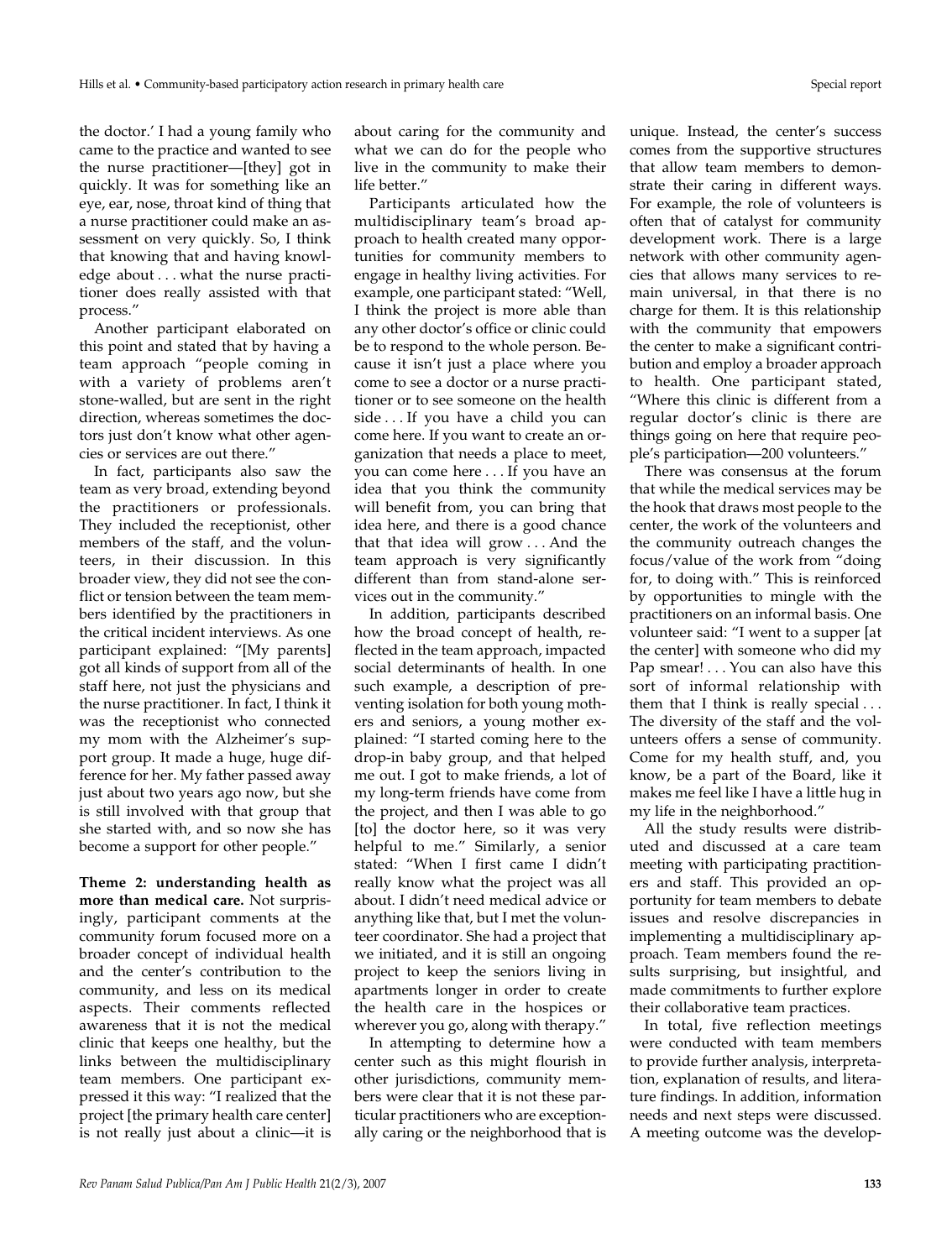the doctor.' I had a young family who came to the practice and wanted to see the nurse practitioner—[they] got in quickly. It was for something like an eye, ear, nose, throat kind of thing that a nurse practitioner could make an assessment on very quickly. So, I think that knowing that and having knowledge about . . . what the nurse practitioner does really assisted with that process."

Another participant elaborated on this point and stated that by having a team approach "people coming in with a variety of problems aren't stone-walled, but are sent in the right direction, whereas sometimes the doctors just don't know what other agencies or services are out there."

In fact, participants also saw the team as very broad, extending beyond the practitioners or professionals. They included the receptionist, other members of the staff, and the volunteers, in their discussion. In this broader view, they did not see the conflict or tension between the team members identified by the practitioners in the critical incident interviews. As one participant explained: "[My parents] got all kinds of support from all of the staff here, not just the physicians and the nurse practitioner. In fact, I think it was the receptionist who connected my mom with the Alzheimer's support group. It made a huge, huge difference for her. My father passed away just about two years ago now, but she is still involved with that group that she started with, and so now she has become a support for other people."

**Theme 2: understanding health as more than medical care.** Not surprisingly, participant comments at the community forum focused more on a broader concept of individual health and the center's contribution to the community, and less on its medical aspects. Their comments reflected awareness that it is not the medical clinic that keeps one healthy, but the links between the multidisciplinary team members. One participant expressed it this way: "I realized that the project [the primary health care center] is not really just about a clinic—it is about caring for the community and what we can do for the people who live in the community to make their life better."

Participants articulated how the multidisciplinary team's broad approach to health created many opportunities for community members to engage in healthy living activities. For example, one participant stated: "Well, I think the project is more able than any other doctor's office or clinic could be to respond to the whole person. Because it isn't just a place where you come to see a doctor or a nurse practitioner or to see someone on the health side . . . If you have a child you can come here. If you want to create an organization that needs a place to meet, you can come here . . . If you have an idea that you think the community will benefit from, you can bring that idea here, and there is a good chance that that idea will grow . . . And the team approach is very significantly different than from stand-alone services out in the community."

In addition, participants described how the broad concept of health, reflected in the team approach, impacted social determinants of health. In one such example, a description of preventing isolation for both young mothers and seniors, a young mother explained: "I started coming here to the drop-in baby group, and that helped me out. I got to make friends, a lot of my long-term friends have come from the project, and then I was able to go [to] the doctor here, so it was very helpful to me." Similarly, a senior stated: "When I first came I didn't really know what the project was all about. I didn't need medical advice or anything like that, but I met the volunteer coordinator. She had a project that we initiated, and it is still an ongoing project to keep the seniors living in apartments longer in order to create the health care in the hospices or wherever you go, along with therapy."

In attempting to determine how a center such as this might flourish in other jurisdictions, community members were clear that it is not these particular practitioners who are exceptionally caring or the neighborhood that is unique. Instead, the center's success comes from the supportive structures that allow team members to demonstrate their caring in different ways. For example, the role of volunteers is often that of catalyst for community development work. There is a large network with other community agencies that allows many services to remain universal, in that there is no charge for them. It is this relationship with the community that empowers the center to make a significant contribution and employ a broader approach to health. One participant stated, "Where this clinic is different from a regular doctor's clinic is there are things going on here that require people's participation—200 volunteers."

There was consensus at the forum that while the medical services may be the hook that draws most people to the center, the work of the volunteers and the community outreach changes the focus/value of the work from "doing for, to doing with." This is reinforced by opportunities to mingle with the practitioners on an informal basis. One volunteer said: "I went to a supper [at the center] with someone who did my Pap smear! . . . You can also have this sort of informal relationship with them that I think is really special . . . The diversity of the staff and the volunteers offers a sense of community. Come for my health stuff, and, you know, be a part of the Board, like it makes me feel like I have a little hug in my life in the neighborhood."

All the study results were distributed and discussed at a care team meeting with participating practitioners and staff. This provided an opportunity for team members to debate issues and resolve discrepancies in implementing a multidisciplinary approach. Team members found the results surprising, but insightful, and made commitments to further explore their collaborative team practices.

In total, five reflection meetings were conducted with team members to provide further analysis, interpretation, explanation of results, and literature findings. In addition, information needs and next steps were discussed. A meeting outcome was the develop-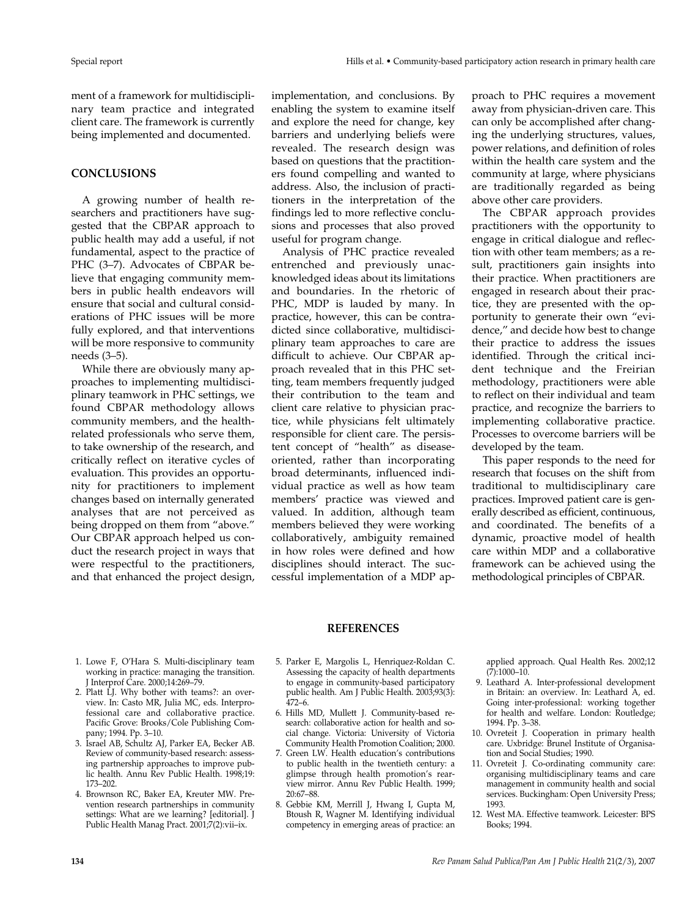ment of a framework for multidisciplinary team practice and integrated client care. The framework is currently being implemented and documented.

## CONCLUSIONS

A growing number of health researchers and practitioners have suggested that the CBPAR approach to public health may add a useful, if not fundamental, aspect to the practice of PHC (3–7). Advocates of CBPAR believe that engaging community members in public health endeavors will ensure that social and cultural considerations of PHC issues will be more fully explored, and that interventions will be more responsive to community needs (3–5).

While there are obviously many approaches to implementing multidisciplinary teamwork in PHC settings, we found CBPAR methodology allows community members, and the health-related professionals who serve them, to take ownership of the research, and critically reflect on iterative cycles of evaluation. This provides an opportunity for practitioners to implement changes based on internally generated analyses that are not perceived as being dropped on them from "above." Our CBPAR approach helped us conduct the research project in ways that were respectful to the practitioners, and that enhanced the project design, implementation, and conclusions. By enabling the system to examine itself and explore the need for change, key barriers and underlying beliefs were revealed. The research design was based on questions that the practitioners found compelling and wanted to address. Also, the inclusion of practitioners in the interpretation of the findings led to more reflective conclusions and processes that also proved useful for program change.

Analysis of PHC practice revealed entrenched and previously unacknowledged ideas about its limitations and boundaries. In the rhetoric of PHC, MDP is lauded by many. In practice, however, this can be contradicted since collaborative, multidisciplinary team approaches to care are difficult to achieve. Our CBPAR approach revealed that in this PHC setting, team members frequently judged their contribution to the team and client care relative to physician practice, while physicians felt ultimately responsible for client care. The persistent concept of "health" as disease-oriented, rather than incorporating broad determinants, influenced individual practice as well as how team members' practice was viewed and valued. In addition, although team members believed they were working collaboratively, ambiguity remained in how roles were defined and how disciplines should interact. The successful implementation of a MDP approach to PHC requires a movement away from physician-driven care. This can only be accomplished after changing the underlying structures, values, power relations, and definition of roles within the health care system and the community at large, where physicians are traditionally regarded as being above other care providers.

The CBPAR approach provides practitioners with the opportunity to engage in critical dialogue and reflection with other team members; as a result, practitioners gain insights into their practice. When practitioners are engaged in research about their practice, they are presented with the opportunity to generate their own "evidence," and decide how best to change their practice to address the issues identified. Through the critical incident technique and the Freirian methodology, practitioners were able to reflect on their individual and team practice, and recognize the barriers to implementing collaborative practice. Processes to overcome barriers will be developed by the team.

This paper responds to the need for research that focuses on the shift from traditional to multidisciplinary care practices. Improved patient care is generally described as efficient, continuous, and coordinated. The benefits of a dynamic, proactive model of health care within MDP and a collaborative framework can be achieved using the methodological principles of CBPAR.

## REFERENCES

1. Lowe F, O'Hara S. Multi-disciplinary team working in practice: managing the transition. J Interprof Care. 2000;14:269–79.
2. Platt LJ. Why bother with teams?: an overview. In: Casto MR, Julia MC, eds. Interprofessional care and collaborative practice. Pacific Grove: Brooks/Cole Publishing Company; 1994. Pp. 3–10.
3. Israel AB, Schultz AJ, Parker EA, Becker AB. Review of community-based research: assessing partnership approaches to improve public health. Annu Rev Public Health. 1998;19: 173–202.
4. Brownson RC, Baker EA, Kreuter MW. Prevention research partnerships in community settings: What are we learning? [editorial]. J Public Health Manag Pract. 2001;7(2):vii–ix.
5. Parker E, Margolis L, Henriquez-Roldan C. Assessing the capacity of health departments to engage in community-based participatory public health. Am J Public Health. 2003;93(3): 472–6.
6. Hills MD, Mullett J. Community-based research: collaborative action for health and social change. Victoria: University of Victoria Community Health Promotion Coalition; 2000.
7. Green LW. Health education's contributions to public health in the twentieth century: a glimpse through health promotion's rearview mirror. Annu Rev Public Health. 1999; 20:67–88.
8. Gebbie KM, Merrill J, Hwang I, Gupta M, Btoush R, Wagner M. Identifying individual competency in emerging areas of practice: an applied approach. Qual Health Res. 2002;12 (7):1000–10.
9. Leathard A. Inter-professional development in Britain: an overview. In: Leathard A, ed. Going inter-professional: working together for health and welfare. London: Routledge; 1994. Pp. 3–38.
10. Ovreteit J. Cooperation in primary health care. Uxbridge: Brunel Institute of Organisation and Social Studies; 1990.
11. Ovreteit J. Co-ordinating community care: organising multidisciplinary teams and care management in community health and social services. Buckingham: Open University Press; 1993.
12. West MA. Effective teamwork. Leicester: BPS Books; 1994.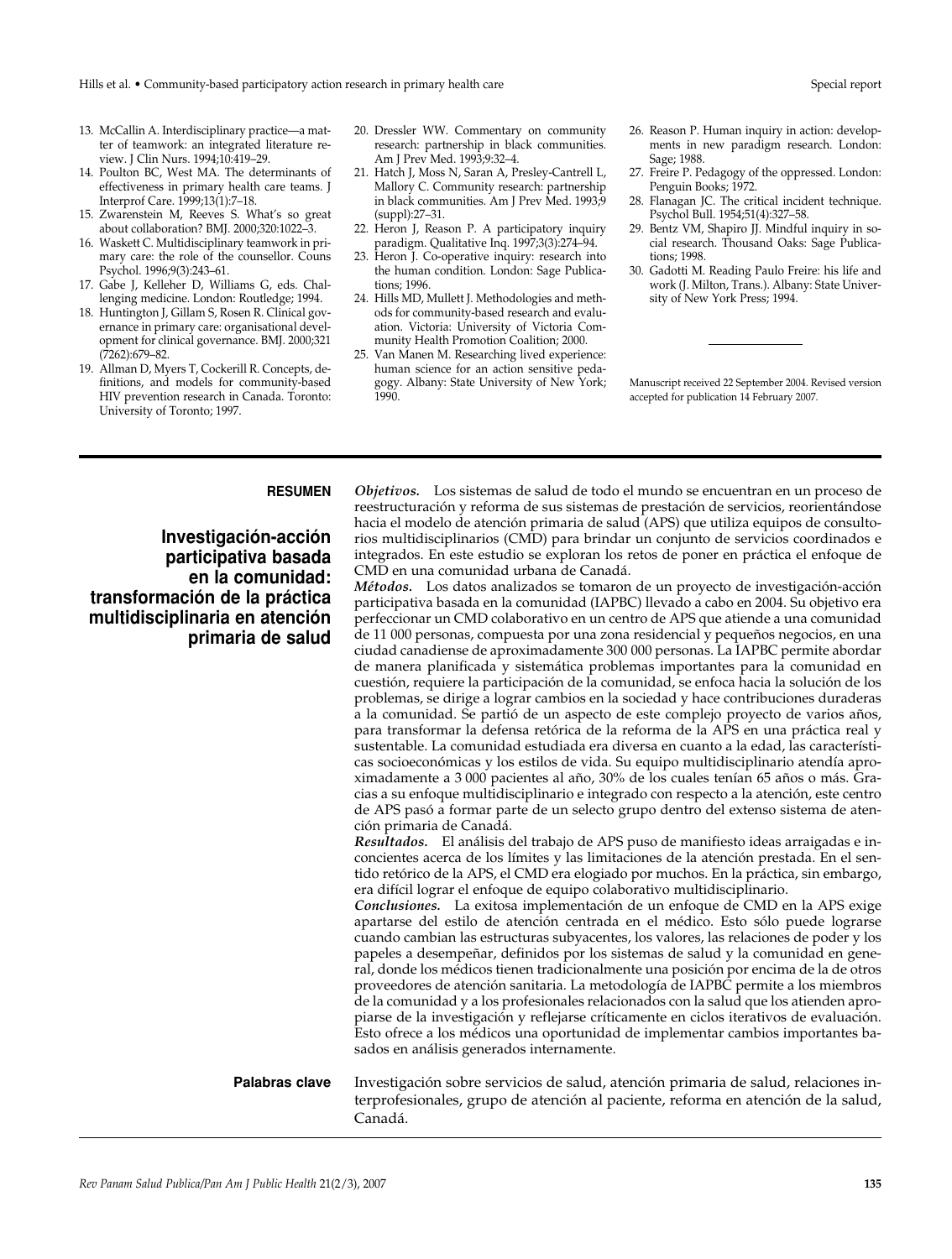13. McCallin A. Interdisciplinary practice—a matter of teamwork: an integrated literature review. J Clin Nurs. 1994;10:419–29.
14. Poulton BC, West MA. The determinants of effectiveness in primary health care teams. J Interprof Care. 1999;13(1):7–18.
15. Zwarenstein M, Reeves S. What's so great about collaboration? BMJ. 2000;320:1022–3.
16. Waskett C. Multidisciplinary teamwork in primary care: the role of the counsellor. Couns Psychol. 1996;9(3):243–61.
17. Gabe J, Kelleher D, Williams G, eds. Challenging medicine. London: Routledge; 1994.
18. Huntington J, Gillam S, Rosen R. Clinical governance in primary care: organisational development for clinical governance. BMJ. 2000;321 (7262):679–82.
19. Allman D, Myers T, Cockerill R. Concepts, definitions, and models for community-based HIV prevention research in Canada. Toronto: University of Toronto; 1997.
20. Dressler WW. Commentary on community research: partnership in black communities. Am J Prev Med. 1993;9:32–4.
21. Hatch J, Moss N, Saran A, Presley-Cantrell L, Mallory C. Community research: partnership in black communities. Am J Prev Med. 1993;9 (suppl):27–31.
22. Heron J, Reason P. A participatory inquiry paradigm. Qualitative Inq. 1997;3(3):274–94.
23. Heron J. Co-operative inquiry: research into the human condition. London: Sage Publications; 1996.
24. Hills MD, Mullett J. Methodologies and methods for community-based research and evaluation. Victoria: University of Victoria Community Health Promotion Coalition; 2000.
25. Van Manen M. Researching lived experience: human science for an action sensitive pedagogy. Albany: State University of New York; 1990.
26. Reason P. Human inquiry in action: developments in new paradigm research. London: Sage; 1988.
27. Freire P. Pedagogy of the oppressed. London: Penguin Books; 1972.
28. Flanagan JC. The critical incident technique. Psychol Bull. 1954;51(4):327–58.
29. Bentz VM, Shapiro JJ. Mindful inquiry in social research. Thousand Oaks: Sage Publications; 1998.
30. Gadotti M. Reading Paulo Freire: his life and work (J. Milton, Trans.). Albany: State University of New York Press; 1994.

Manuscript received 22 September 2004. Revised version accepted for publication 14 February 2007.

---

**RESUMEN**

## Investigación-acción participativa basada en la comunidad: transformación de la práctica multidisciplinaria en atención primaria de salud

***Objetivos.*** Los sistemas de salud de todo el mundo se encuentran en un proceso de reestructuración y reforma de sus sistemas de prestación de servicios, reorientándose hacia el modelo de atención primaria de salud (APS) que utiliza equipos de consultorios multidisciplinarios (CMD) para brindar un conjunto de servicios coordinados e integrados. En este estudio se exploran los retos de poner en práctica el enfoque de CMD en una comunidad urbana de Canadá.

***Métodos.*** Los datos analizados se tomaron de un proyecto de investigación-acción participativa basada en la comunidad (IAPBC) llevado a cabo en 2004. Su objetivo era perfeccionar un CMD colaborativo en un centro de APS que atiende a una comunidad de 11 000 personas, compuesta por una zona residencial y pequeños negocios, en una ciudad canadiense de aproximadamente 300 000 personas. La IAPBC permite abordar de manera planificada y sistemática problemas importantes para la comunidad en cuestión, requiere la participación de la comunidad, se enfoca hacia la solución de los problemas, se dirige a lograr cambios en la sociedad y hace contribuciones duraderas a la comunidad. Se partió de un aspecto de este complejo proyecto de varios años, para transformar la defensa retórica de la reforma de la APS en una práctica real y sustentable. La comunidad estudiada era diversa en cuanto a la edad, las características socioeconómicas y los estilos de vida. Su equipo multidisciplinario atendía aproximadamente a 3 000 pacientes al año, 30% de los cuales tenían 65 años o más. Gracias a su enfoque multidisciplinario e integrado con respecto a la atención, este centro de APS pasó a formar parte de un selecto grupo dentro del extenso sistema de atención primaria de Canadá.

***Resultados.*** El análisis del trabajo de APS puso de manifiesto ideas arraigadas e inconcientes acerca de los límites y las limitaciones de la atención prestada. En el sentido retórico de la APS, el CMD era elogiado por muchos. En la práctica, sin embargo, era difícil lograr el enfoque de equipo colaborativo multidisciplinario.

***Conclusiones.*** La exitosa implementación de un enfoque de CMD en la APS exige apartarse del estilo de atención centrada en el médico. Esto sólo puede lograrse cuando cambian las estructuras subyacentes, los valores, las relaciones de poder y los papeles a desempeñar, definidos por los sistemas de salud y la comunidad en general, donde los médicos tienen tradicionalmente una posición por encima de la de otros proveedores de atención sanitaria. La metodología de IAPBC permite a los miembros de la comunidad y a los profesionales relacionados con la salud que los atienden apropiarse de la investigación y reflejarse críticamente en ciclos iterativos de evaluación. Esto ofrece a los médicos una oportunidad de implementar cambios importantes basados en análisis generados internamente.

**Palabras clave** Investigación sobre servicios de salud, atención primaria de salud, relaciones interprofesionales, grupo de atención al paciente, reforma en atención de la salud, Canadá.